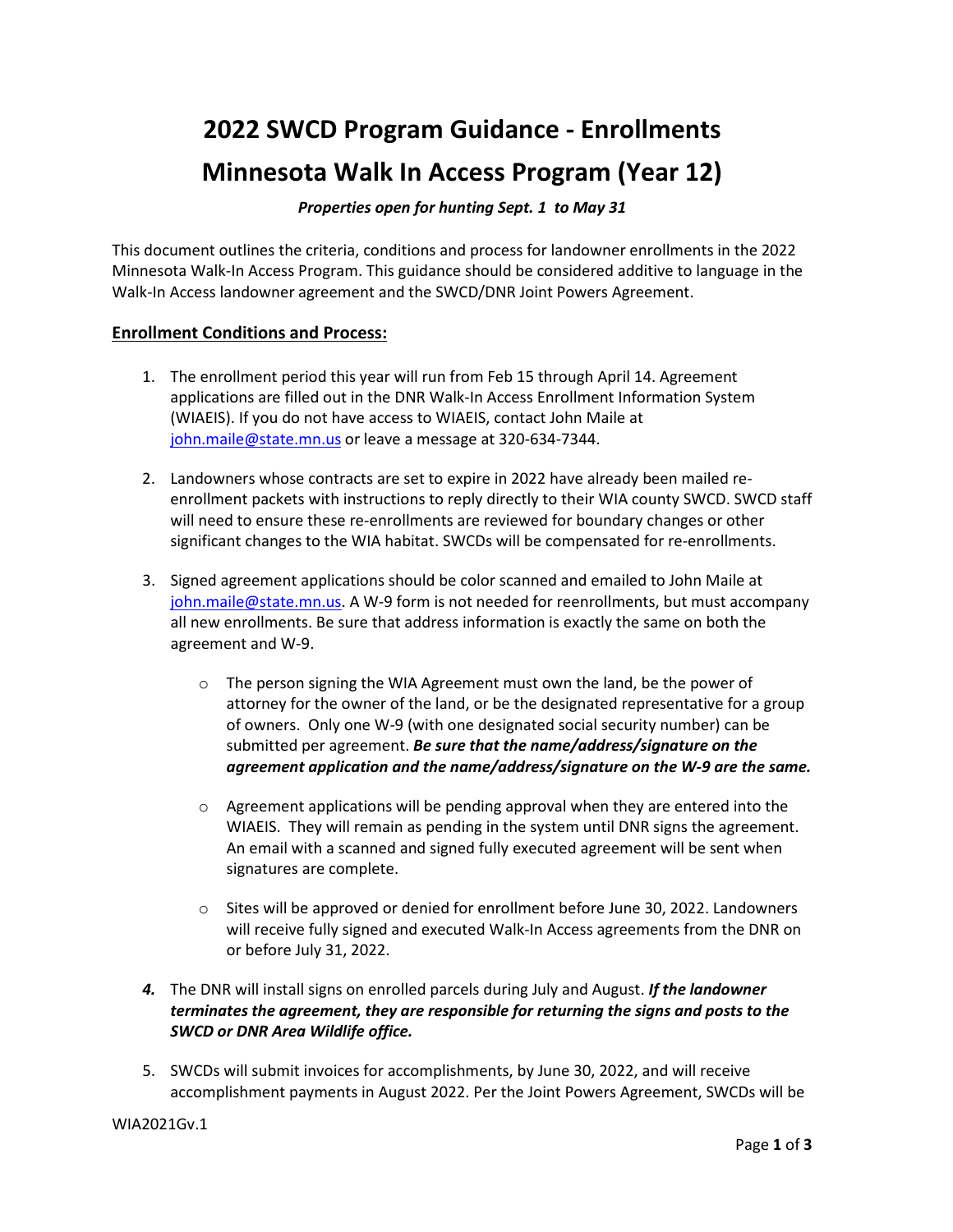# 2022 SWCD Program Guidance - Enrollments

# Minnesota Walk In Access Program (Year 12)

***Properties open for hunting Sept. 1 to May 31***

This document outlines the criteria, conditions and process for landowner enrollments in the 2022 Minnesota Walk-In Access Program. This guidance should be considered additive to language in the Walk-In Access landowner agreement and the SWCD/DNR Joint Powers Agreement.

## Enrollment Conditions and Process:

1. The enrollment period this year will run from Feb 15 through April 14. Agreement applications are filled out in the DNR Walk-In Access Enrollment Information System (WIAEIS). If you do not have access to WIAEIS, contact John Maile at [john.maile@state.mn.us](mailto:john.maile@state.mn.us) or leave a message at 320-634-7344.

2. Landowners whose contracts are set to expire in 2022 have already been mailed re-enrollment packets with instructions to reply directly to their WIA county SWCD. SWCD staff will need to ensure these re-enrollments are reviewed for boundary changes or other significant changes to the WIA habitat. SWCDs will be compensated for re-enrollments.

3. Signed agreement applications should be color scanned and emailed to John Maile at [john.maile@state.mn.us](mailto:john.maile@state.mn.us). A W-9 form is not needed for reenrollments, but must accompany all new enrollments. Be sure that address information is exactly the same on both the agreement and W-9.

   - The person signing the WIA Agreement must own the land, be the power of attorney for the owner of the land, or be the designated representative for a group of owners. Only one W-9 (with one designated social security number) can be submitted per agreement. ***Be sure that the name/address/signature on the agreement application and the name/address/signature on the W-9 are the same.***

   - Agreement applications will be pending approval when they are entered into the WIAEIS. They will remain as pending in the system until DNR signs the agreement. An email with a scanned and signed fully executed agreement will be sent when signatures are complete.

   - Sites will be approved or denied for enrollment before June 30, 2022. Landowners will receive fully signed and executed Walk-In Access agreements from the DNR on or before July 31, 2022.

4. The DNR will install signs on enrolled parcels during July and August. ***If the landowner terminates the agreement, they are responsible for returning the signs and posts to the SWCD or DNR Area Wildlife office.***

5. SWCDs will submit invoices for accomplishments, by June 30, 2022, and will receive accomplishment payments in August 2022. Per the Joint Powers Agreement, SWCDs will be

WIA2021Gv.1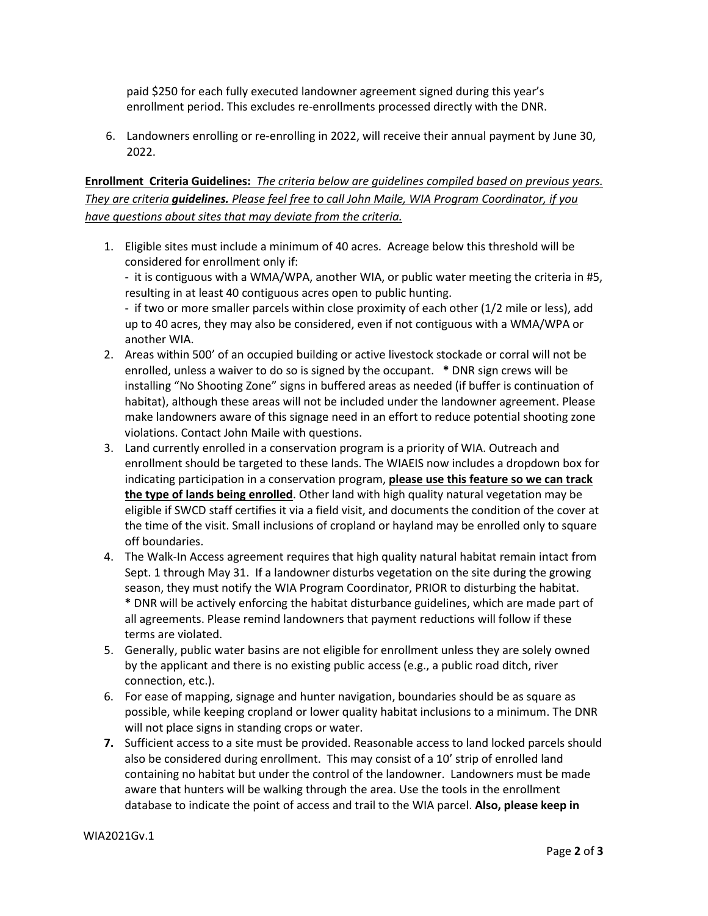paid $250 for each fully executed landowner agreement signed during this year's enrollment period. This excludes re-enrollments processed directly with the DNR.

6. Landowners enrolling or re-enrolling in 2022, will receive their annual payment by June 30, 2022.

<u>**Enrollment Criteria Guidelines:** *The criteria below are guidelines compiled based on previous years. They are criteria **guidelines.** Please feel free to call John Maile, WIA Program Coordinator, if you have questions about sites that may deviate from the criteria.*</u>

1. Eligible sites must include a minimum of 40 acres. Acreage below this threshold will be considered for enrollment only if:
   - it is contiguous with a WMA/WPA, another WIA, or public water meeting the criteria in #5, resulting in at least 40 contiguous acres open to public hunting.
   - if two or more smaller parcels within close proximity of each other (1/2 mile or less), add up to 40 acres, they may also be considered, even if not contiguous with a WMA/WPA or another WIA.
2. Areas within 500' of an occupied building or active livestock stockade or corral will not be enrolled, unless a waiver to do so is signed by the occupant. **\*** DNR sign crews will be installing "No Shooting Zone" signs in buffered areas as needed (if buffer is continuation of habitat), although these areas will not be included under the landowner agreement. Please make landowners aware of this signage need in an effort to reduce potential shooting zone violations. Contact John Maile with questions.
3. Land currently enrolled in a conservation program is a priority of WIA. Outreach and enrollment should be targeted to these lands. The WIAEIS now includes a dropdown box for indicating participation in a conservation program, <u>**please use this feature so we can track the type of lands being enrolled**</u>. Other land with high quality natural vegetation may be eligible if SWCD staff certifies it via a field visit, and documents the condition of the cover at the time of the visit. Small inclusions of cropland or hayland may be enrolled only to square off boundaries.
4. The Walk-In Access agreement requires that high quality natural habitat remain intact from Sept. 1 through May 31. If a landowner disturbs vegetation on the site during the growing season, they must notify the WIA Program Coordinator, PRIOR to disturbing the habitat. **\*** DNR will be actively enforcing the habitat disturbance guidelines, which are made part of all agreements. Please remind landowners that payment reductions will follow if these terms are violated.
5. Generally, public water basins are not eligible for enrollment unless they are solely owned by the applicant and there is no existing public access (e.g., a public road ditch, river connection, etc.).
6. For ease of mapping, signage and hunter navigation, boundaries should be as square as possible, while keeping cropland or lower quality habitat inclusions to a minimum. The DNR will not place signs in standing crops or water.
7. Sufficient access to a site must be provided. Reasonable access to land locked parcels should also be considered during enrollment. This may consist of a 10' strip of enrolled land containing no habitat but under the control of the landowner. Landowners must be made aware that hunters will be walking through the area. Use the tools in the enrollment database to indicate the point of access and trail to the WIA parcel. **Also, please keep in**

WIA2021Gv.1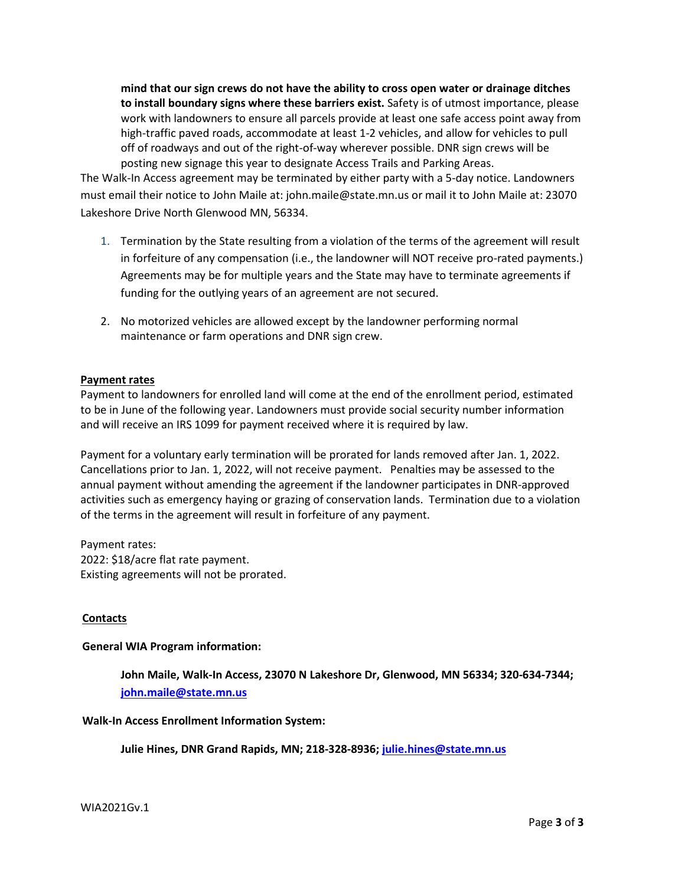**mind that our sign crews do not have the ability to cross open water or drainage ditches to install boundary signs where these barriers exist.** Safety is of utmost importance, please work with landowners to ensure all parcels provide at least one safe access point away from high-traffic paved roads, accommodate at least 1-2 vehicles, and allow for vehicles to pull off of roadways and out of the right-of-way wherever possible. DNR sign crews will be posting new signage this year to designate Access Trails and Parking Areas.

The Walk-In Access agreement may be terminated by either party with a 5-day notice. Landowners must email their notice to John Maile at: john.maile@state.mn.us or mail it to John Maile at: 23070 Lakeshore Drive North Glenwood MN, 56334.

1. Termination by the State resulting from a violation of the terms of the agreement will result in forfeiture of any compensation (i.e., the landowner will NOT receive pro-rated payments.) Agreements may be for multiple years and the State may have to terminate agreements if funding for the outlying years of an agreement are not secured.

2. No motorized vehicles are allowed except by the landowner performing normal maintenance or farm operations and DNR sign crew.

**Payment rates**

Payment to landowners for enrolled land will come at the end of the enrollment period, estimated to be in June of the following year. Landowners must provide social security number information and will receive an IRS 1099 for payment received where it is required by law.

Payment for a voluntary early termination will be prorated for lands removed after Jan. 1, 2022. Cancellations prior to Jan. 1, 2022, will not receive payment. Penalties may be assessed to the annual payment without amending the agreement if the landowner participates in DNR-approved activities such as emergency haying or grazing of conservation lands. Termination due to a violation of the terms in the agreement will result in forfeiture of any payment.

Payment rates:
2022: $18/acre flat rate payment.
Existing agreements will not be prorated.

**Contacts**

**General WIA Program information:**

**John Maile, Walk-In Access, 23070 N Lakeshore Dr, Glenwood, MN 56334; 320-634-7344; [john.maile@state.mn.us](mailto:john.maile@state.mn.us)**

**Walk-In Access Enrollment Information System:**

**Julie Hines, DNR Grand Rapids, MN; 218-328-8936; [julie.hines@state.mn.us](mailto:julie.hines@state.mn.us)**

WIA2021Gv.1